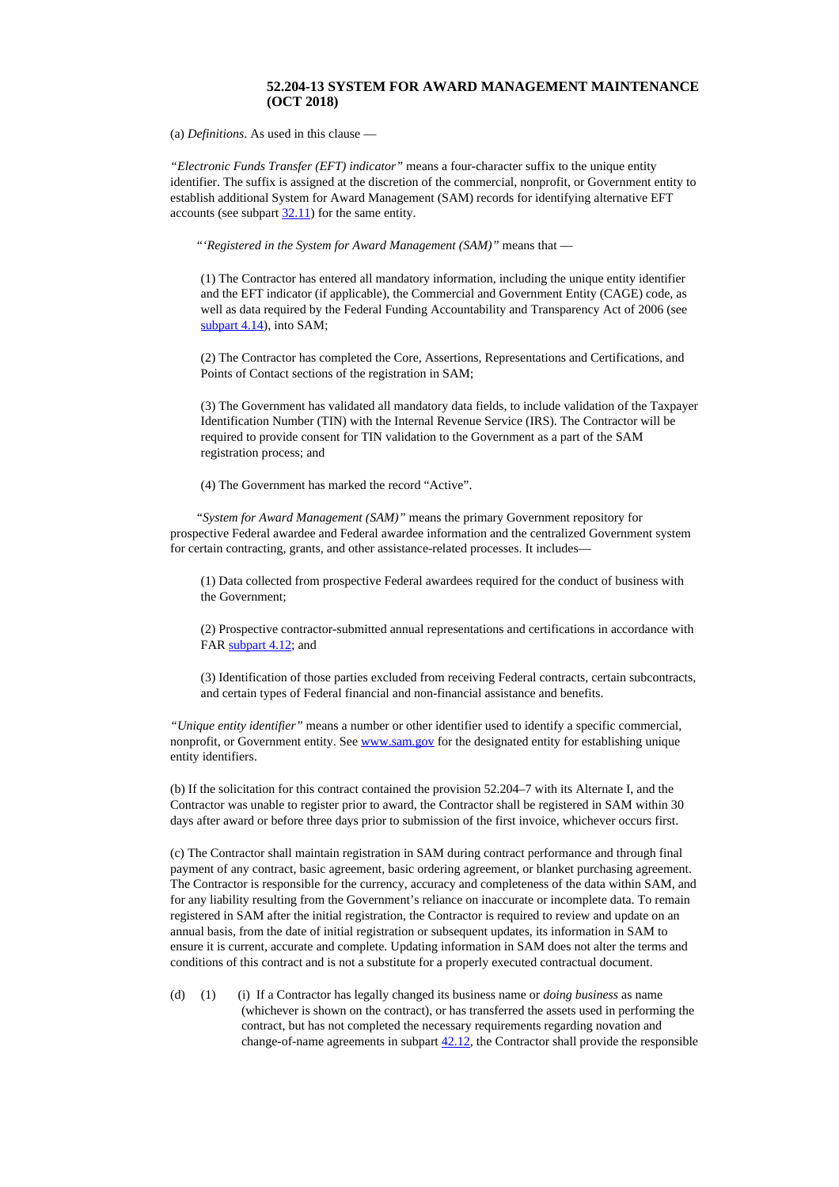# 52.204-13 SYSTEM FOR AWARD MANAGEMENT MAINTENANCE (OCT 2018)

(a) *Definitions*. As used in this clause —

*"Electronic Funds Transfer (EFT) indicator"* means a four-character suffix to the unique entity identifier. The suffix is assigned at the discretion of the commercial, nonprofit, or Government entity to establish additional System for Award Management (SAM) records for identifying alternative EFT accounts (see subpart 32.11) for the same entity.

*"'Registered in the System for Award Management (SAM)"* means that —

(1) The Contractor has entered all mandatory information, including the unique entity identifier and the EFT indicator (if applicable), the Commercial and Government Entity (CAGE) code, as well as data required by the Federal Funding Accountability and Transparency Act of 2006 (see subpart 4.14), into SAM;

(2) The Contractor has completed the Core, Assertions, Representations and Certifications, and Points of Contact sections of the registration in SAM;

(3) The Government has validated all mandatory data fields, to include validation of the Taxpayer Identification Number (TIN) with the Internal Revenue Service (IRS). The Contractor will be required to provide consent for TIN validation to the Government as a part of the SAM registration process; and

(4) The Government has marked the record "Active".

*"System for Award Management (SAM)"* means the primary Government repository for prospective Federal awardee and Federal awardee information and the centralized Government system for certain contracting, grants, and other assistance-related processes. It includes—

(1) Data collected from prospective Federal awardees required for the conduct of business with the Government;

(2) Prospective contractor-submitted annual representations and certifications in accordance with FAR subpart 4.12; and

(3) Identification of those parties excluded from receiving Federal contracts, certain subcontracts, and certain types of Federal financial and non-financial assistance and benefits.

*"Unique entity identifier"* means a number or other identifier used to identify a specific commercial, nonprofit, or Government entity. See www.sam.gov for the designated entity for establishing unique entity identifiers.

(b) If the solicitation for this contract contained the provision 52.204–7 with its Alternate I, and the Contractor was unable to register prior to award, the Contractor shall be registered in SAM within 30 days after award or before three days prior to submission of the first invoice, whichever occurs first.

(c) The Contractor shall maintain registration in SAM during contract performance and through final payment of any contract, basic agreement, basic ordering agreement, or blanket purchasing agreement. The Contractor is responsible for the currency, accuracy and completeness of the data within SAM, and for any liability resulting from the Government's reliance on inaccurate or incomplete data. To remain registered in SAM after the initial registration, the Contractor is required to review and update on an annual basis, from the date of initial registration or subsequent updates, its information in SAM to ensure it is current, accurate and complete. Updating information in SAM does not alter the terms and conditions of this contract and is not a substitute for a properly executed contractual document.

(d) (1) (i) If a Contractor has legally changed its business name or *doing business* as name (whichever is shown on the contract), or has transferred the assets used in performing the contract, but has not completed the necessary requirements regarding novation and change-of-name agreements in subpart 42.12, the Contractor shall provide the responsible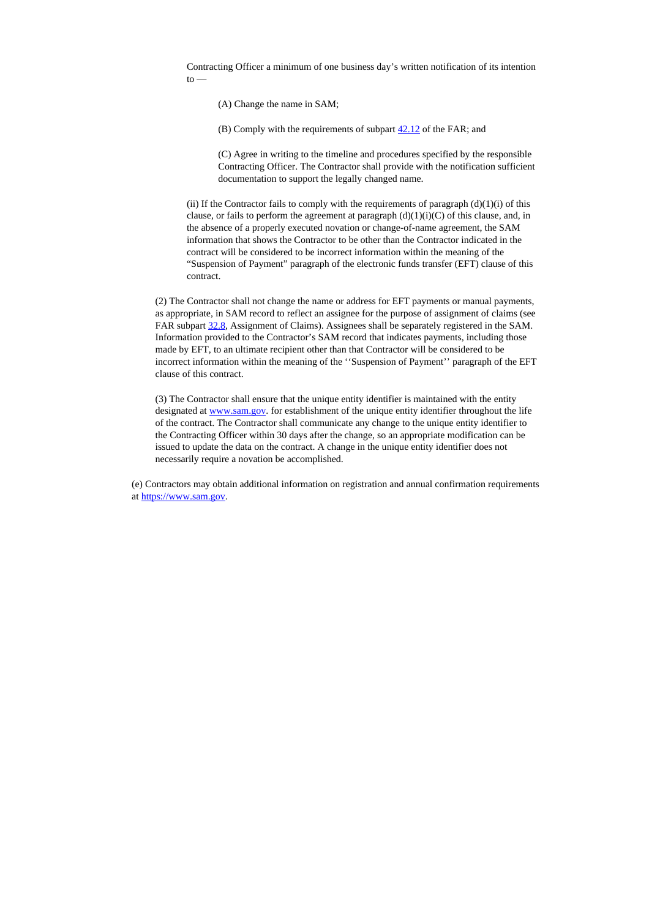Contracting Officer a minimum of one business day's written notification of its intention to —

(A) Change the name in SAM;

(B) Comply with the requirements of subpart [42.12](https://www.acquisition.gov/far/subpart-42.12) of the FAR; and

(C) Agree in writing to the timeline and procedures specified by the responsible Contracting Officer. The Contractor shall provide with the notification sufficient documentation to support the legally changed name.

(ii) If the Contractor fails to comply with the requirements of paragraph (d)(1)(i) of this clause, or fails to perform the agreement at paragraph (d)(1)(i)(C) of this clause, and, in the absence of a properly executed novation or change-of-name agreement, the SAM information that shows the Contractor to be other than the Contractor indicated in the contract will be considered to be incorrect information within the meaning of the "Suspension of Payment" paragraph of the electronic funds transfer (EFT) clause of this contract.

(2) The Contractor shall not change the name or address for EFT payments or manual payments, as appropriate, in SAM record to reflect an assignee for the purpose of assignment of claims (see FAR subpart [32.8](https://www.acquisition.gov/far/subpart-32.8), Assignment of Claims). Assignees shall be separately registered in the SAM. Information provided to the Contractor's SAM record that indicates payments, including those made by EFT, to an ultimate recipient other than that Contractor will be considered to be incorrect information within the meaning of the ''Suspension of Payment'' paragraph of the EFT clause of this contract.

(3) The Contractor shall ensure that the unique entity identifier is maintained with the entity designated at [www.sam.gov](http://www.sam.gov). for establishment of the unique entity identifier throughout the life of the contract. The Contractor shall communicate any change to the unique entity identifier to the Contracting Officer within 30 days after the change, so an appropriate modification can be issued to update the data on the contract. A change in the unique entity identifier does not necessarily require a novation be accomplished.

(e) Contractors may obtain additional information on registration and annual confirmation requirements at [https://www.sam.gov](https://www.sam.gov).